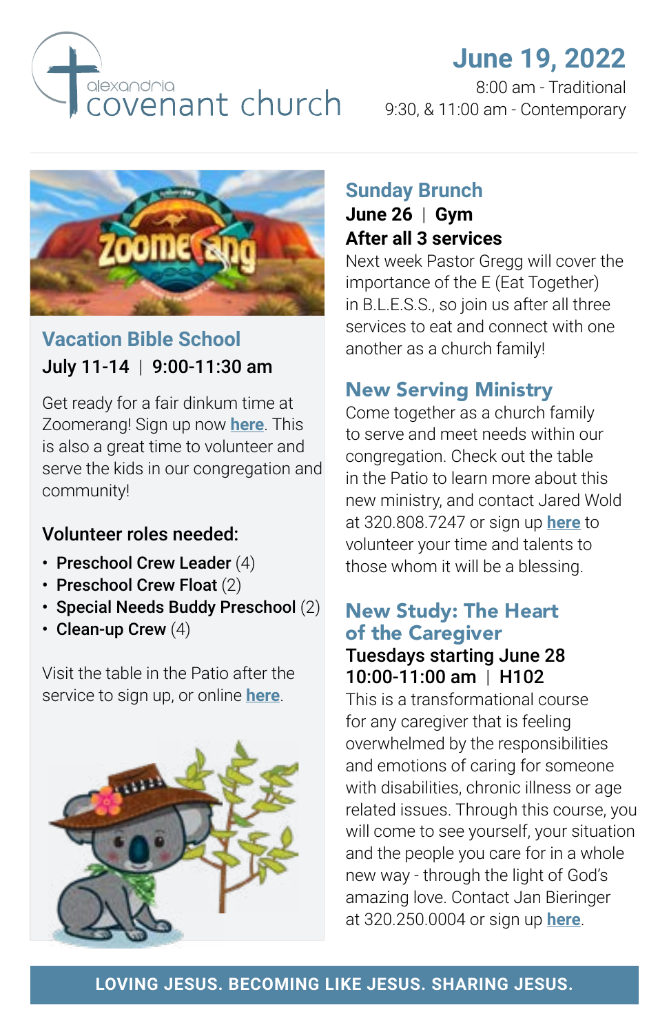# alexandria covenant church

## June 19, 2022

8:00 am - Traditional
9:30, & 11:00 am - Contemporary

## Vacation Bible School

**July 11-14 | 9:00-11:30 am**

Get ready for a fair dinkum time at Zoomerang! Sign up now **here**. This is also a great time to volunteer and serve the kids in our congregation and community!

**Volunteer roles needed:**

- **Preschool Crew Leader** (4)
- **Preschool Crew Float** (2)
- **Special Needs Buddy Preschool** (2)
- **Clean-up Crew** (4)

Visit the table in the Patio after the service to sign up, or online **here**.

## Sunday Brunch

**June 26 | Gym**
**After all 3 services**

Next week Pastor Gregg will cover the importance of the E (Eat Together) in B.L.E.S.S., so join us after all three services to eat and connect with one another as a church family!

## New Serving Ministry

Come together as a church family to serve and meet needs within our congregation. Check out the table in the Patio to learn more about this new ministry, and contact Jared Wold at 320.808.7247 or sign up **here** to volunteer your time and talents to those whom it will be a blessing.

## New Study: The Heart of the Caregiver

**Tuesdays starting June 28**
**10:00-11:00 am | H102**

This is a transformational course for any caregiver that is feeling overwhelmed by the responsibilities and emotions of caring for someone with disabilities, chronic illness or age related issues. Through this course, you will come to see yourself, your situation and the people you care for in a whole new way - through the light of God's amazing love. Contact Jan Bieringer at 320.250.0004 or sign up **here**.

**LOVING JESUS. BECOMING LIKE JESUS. SHARING JESUS.**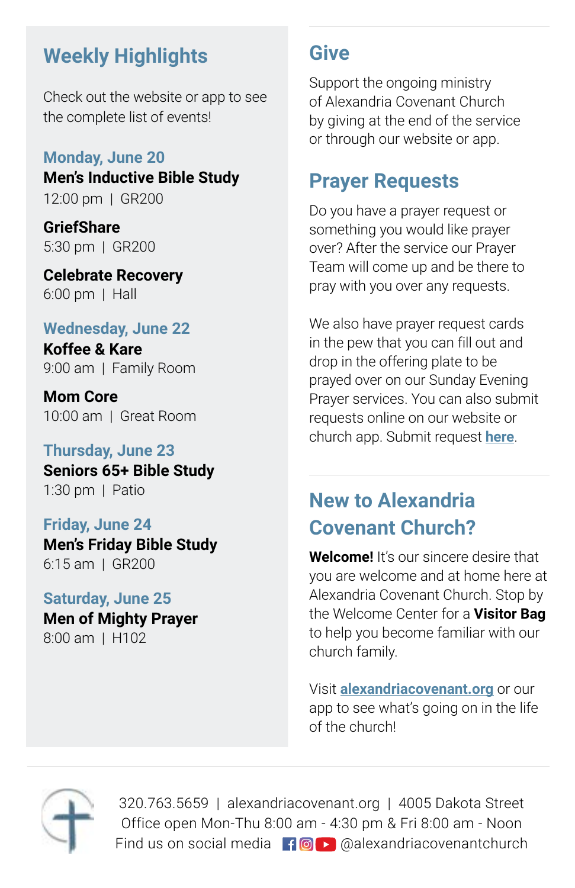## Weekly Highlights

Check out the website or app to see the complete list of events!

### Monday, June 20

**Men's Inductive Bible Study**
12:00 pm | GR200

**GriefShare**
5:30 pm | GR200

**Celebrate Recovery**
6:00 pm | Hall

### Wednesday, June 22

**Koffee & Kare**
9:00 am | Family Room

**Mom Core**
10:00 am | Great Room

### Thursday, June 23

**Seniors 65+ Bible Study**
1:30 pm | Patio

### Friday, June 24

**Men's Friday Bible Study**
6:15 am | GR200

### Saturday, June 25

**Men of Mighty Prayer**
8:00 am | H102

## Give

Support the ongoing ministry of Alexandria Covenant Church by giving at the end of the service or through our website or app.

## Prayer Requests

Do you have a prayer request or something you would like prayer over? After the service our Prayer Team will come up and be there to pray with you over any requests.

We also have prayer request cards in the pew that you can fill out and drop in the offering plate to be prayed over on our Sunday Evening Prayer services. You can also submit requests online on our website or church app. Submit request **here**.

## New to Alexandria Covenant Church?

**Welcome!** It's our sincere desire that you are welcome and at home here at Alexandria Covenant Church. Stop by the Welcome Center for a **Visitor Bag** to help you become familiar with our church family.

Visit **alexandriacovenant.org** or our app to see what's going on in the life of the church!

320.763.5659 | alexandriacovenant.org | 4005 Dakota Street
Office open Mon-Thu 8:00 am - 4:30 pm & Fri 8:00 am - Noon
Find us on social media @alexandriacovenantchurch